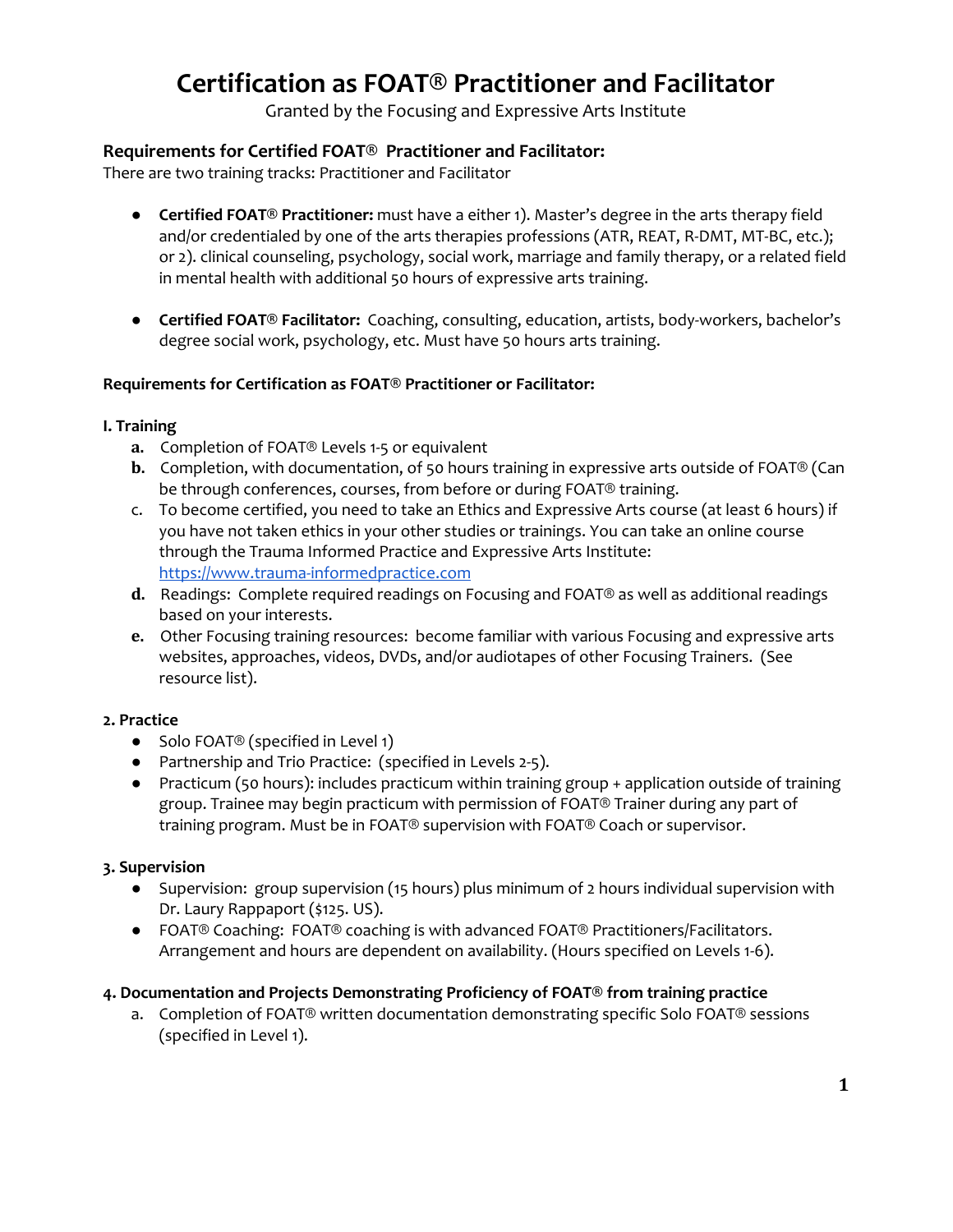# Certification as FOAT® Practitioner and Facilitator

Granted by the Focusing and Expressive Arts Institute

### Requirements for Certified FOAT® Practitioner and Facilitator:

There are two training tracks: Practitioner and Facilitator

- **Certified FOAT® Practitioner:** must have a either 1). Master's degree in the arts therapy field and/or credentialed by one of the arts therapies professions (ATR, REAT, R-DMT, MT-BC, etc.); or 2). clinical counseling, psychology, social work, marriage and family therapy, or a related field in mental health with additional 50 hours of expressive arts training.

- **Certified FOAT® Facilitator:** Coaching, consulting, education, artists, body-workers, bachelor's degree social work, psychology, etc. Must have 50 hours arts training.

**Requirements for Certification as FOAT® Practitioner or Facilitator:**

**I. Training**

a. Completion of FOAT® Levels 1-5 or equivalent
b. Completion, with documentation, of 50 hours training in expressive arts outside of FOAT® (Can be through conferences, courses, from before or during FOAT® training.
c. To become certified, you need to take an Ethics and Expressive Arts course (at least 6 hours) if you have not taken ethics in your other studies or trainings. You can take an online course through the Trauma Informed Practice and Expressive Arts Institute: https://www.trauma-informedpractice.com
d. Readings: Complete required readings on Focusing and FOAT® as well as additional readings based on your interests.
e. Other Focusing training resources: become familiar with various Focusing and expressive arts websites, approaches, videos, DVDs, and/or audiotapes of other Focusing Trainers. (See resource list).

**2. Practice**

- Solo FOAT® (specified in Level 1)
- Partnership and Trio Practice: (specified in Levels 2-5).
- Practicum (50 hours): includes practicum within training group + application outside of training group. Trainee may begin practicum with permission of FOAT® Trainer during any part of training program. Must be in FOAT® supervision with FOAT® Coach or supervisor.

**3. Supervision**

- Supervision: group supervision (15 hours) plus minimum of 2 hours individual supervision with Dr. Laury Rappaport ($125. US).
- FOAT® Coaching: FOAT® coaching is with advanced FOAT® Practitioners/Facilitators. Arrangement and hours are dependent on availability. (Hours specified on Levels 1-6).

**4. Documentation and Projects Demonstrating Proficiency of FOAT® from training practice**

a. Completion of FOAT® written documentation demonstrating specific Solo FOAT® sessions (specified in Level 1).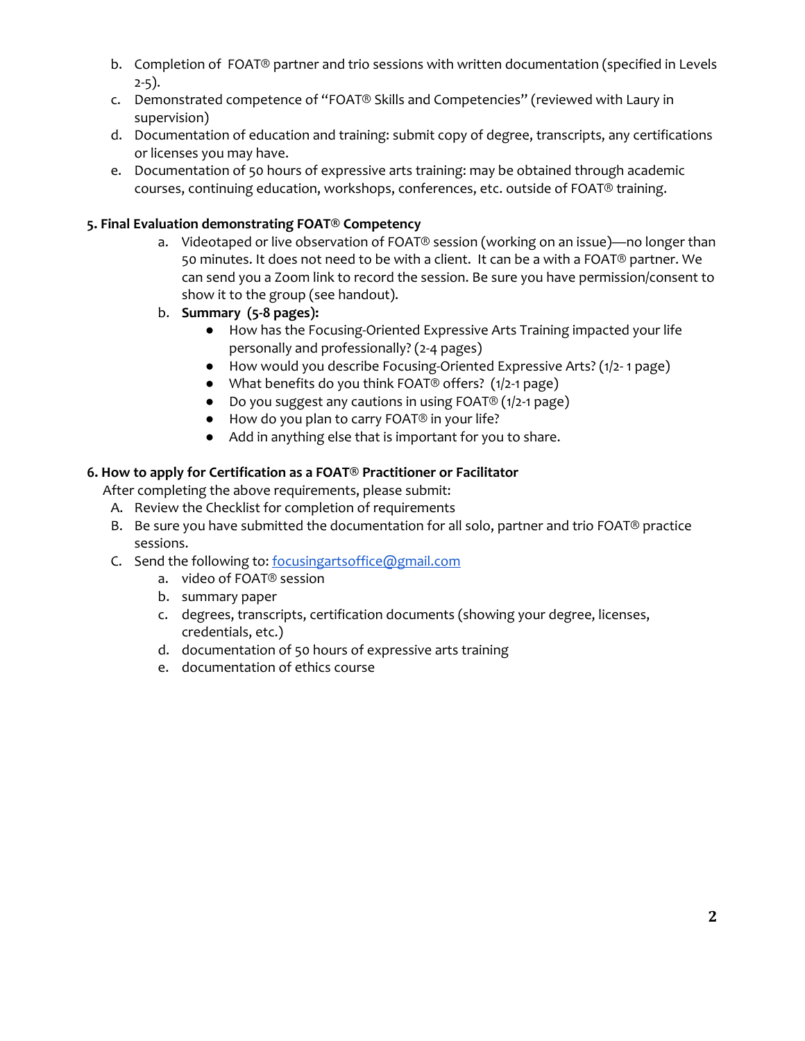b. Completion of FOAT® partner and trio sessions with written documentation (specified in Levels 2-5).
c. Demonstrated competence of "FOAT® Skills and Competencies" (reviewed with Laury in supervision)
d. Documentation of education and training: submit copy of degree, transcripts, any certifications or licenses you may have.
e. Documentation of 50 hours of expressive arts training: may be obtained through academic courses, continuing education, workshops, conferences, etc. outside of FOAT® training.

**5. Final Evaluation demonstrating FOAT® Competency**

a. Videotaped or live observation of FOAT® session (working on an issue)—no longer than 50 minutes. It does not need to be with a client. It can be a with a FOAT® partner. We can send you a Zoom link to record the session. Be sure you have permission/consent to show it to the group (see handout).
b. **Summary (5-8 pages):**
   - How has the Focusing-Oriented Expressive Arts Training impacted your life personally and professionally? (2-4 pages)
   - How would you describe Focusing-Oriented Expressive Arts? (1/2- 1 page)
   - What benefits do you think FOAT® offers? (1/2-1 page)
   - Do you suggest any cautions in using FOAT® (1/2-1 page)
   - How do you plan to carry FOAT® in your life?
   - Add in anything else that is important for you to share.

**6. How to apply for Certification as a FOAT® Practitioner or Facilitator**

After completing the above requirements, please submit:

A. Review the Checklist for completion of requirements
B. Be sure you have submitted the documentation for all solo, partner and trio FOAT® practice sessions.
C. Send the following to: focusingartsoffice@gmail.com
   a. video of FOAT® session
   b. summary paper
   c. degrees, transcripts, certification documents (showing your degree, licenses, credentials, etc.)
   d. documentation of 50 hours of expressive arts training
   e. documentation of ethics course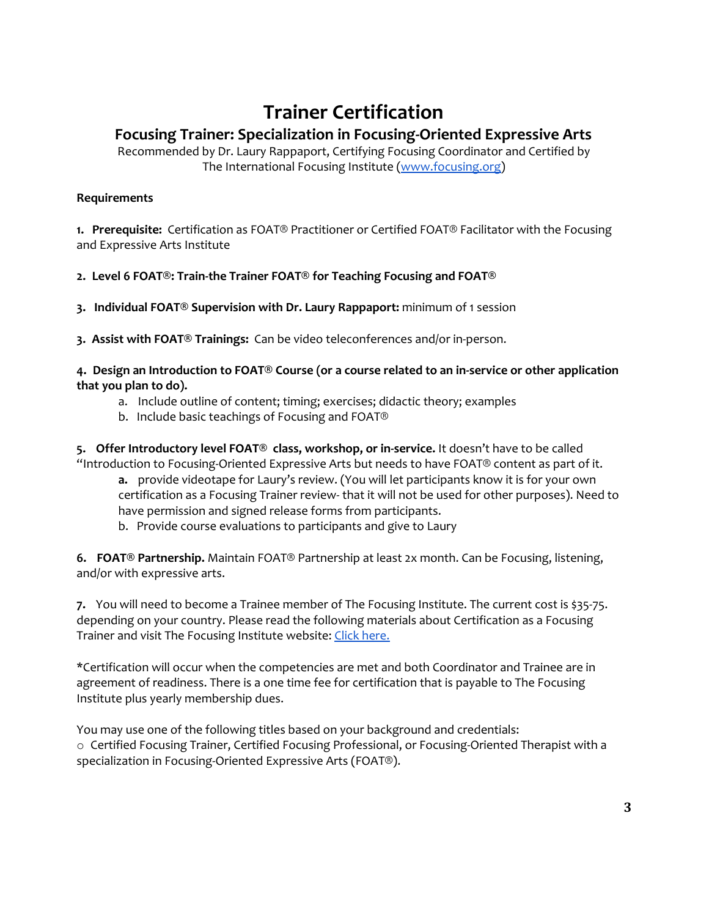# Trainer Certification

## Focusing Trainer: Specialization in Focusing-Oriented Expressive Arts

Recommended by Dr. Laury Rappaport, Certifying Focusing Coordinator and Certified by The International Focusing Institute (www.focusing.org)

**Requirements**

**1. Prerequisite:** Certification as FOAT® Practitioner or Certified FOAT® Facilitator with the Focusing and Expressive Arts Institute

**2. Level 6 FOAT®: Train-the Trainer FOAT® for Teaching Focusing and FOAT®**

**3. Individual FOAT® Supervision with Dr. Laury Rappaport:** minimum of 1 session

**3. Assist with FOAT® Trainings:** Can be video teleconferences and/or in-person.

**4. Design an Introduction to FOAT® Course (or a course related to an in-service or other application that you plan to do).**

a. Include outline of content; timing; exercises; didactic theory; examples

b. Include basic teachings of Focusing and FOAT®

**5. Offer Introductory level FOAT® class, workshop, or in-service.** It doesn't have to be called "Introduction to Focusing-Oriented Expressive Arts but needs to have FOAT® content as part of it.

**a.** provide videotape for Laury's review. (You will let participants know it is for your own certification as a Focusing Trainer review- that it will not be used for other purposes). Need to have permission and signed release forms from participants.

b. Provide course evaluations to participants and give to Laury

**6. FOAT® Partnership.** Maintain FOAT® Partnership at least 2x month. Can be Focusing, listening, and/or with expressive arts.

**7.** You will need to become a Trainee member of The Focusing Institute. The current cost is $35-75. depending on your country. Please read the following materials about Certification as a Focusing Trainer and visit The Focusing Institute website: Click here.

*Certification will occur when the competencies are met and both Coordinator and Trainee are in agreement of readiness. There is a one time fee for certification that is payable to The Focusing Institute plus yearly membership dues.

You may use one of the following titles based on your background and credentials:

- Certified Focusing Trainer, Certified Focusing Professional, or Focusing-Oriented Therapist with a specialization in Focusing-Oriented Expressive Arts (FOAT®).